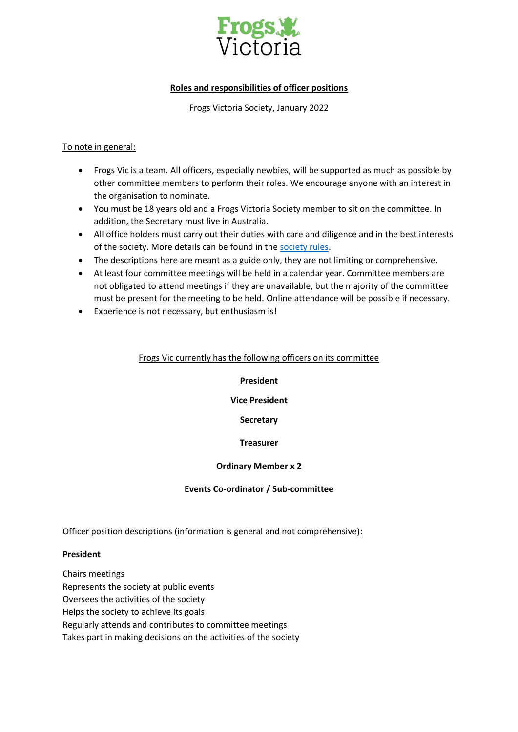Frogs Victoria

# Roles and responsibilities of officer positions

Frogs Victoria Society, January 2022

To note in general:

- Frogs Vic is a team. All officers, especially newbies, will be supported as much as possible by other committee members to perform their roles. We encourage anyone with an interest in the organisation to nominate.
- You must be 18 years old and a Frogs Victoria Society member to sit on the committee. In addition, the Secretary must live in Australia.
- All office holders must carry out their duties with care and diligence and in the best interests of the society. More details can be found in the society rules.
- The descriptions here are meant as a guide only, they are not limiting or comprehensive.
- At least four committee meetings will be held in a calendar year. Committee members are not obligated to attend meetings if they are unavailable, but the majority of the committee must be present for the meeting to be held. Online attendance will be possible if necessary.
- Experience is not necessary, but enthusiasm is!

## Frogs Vic currently has the following officers on its committee

**President**

**Vice President**

**Secretary**

**Treasurer**

**Ordinary Member x 2**

**Events Co-ordinator / Sub-committee**

## Officer position descriptions (information is general and not comprehensive):

### President

Chairs meetings
Represents the society at public events
Oversees the activities of the society
Helps the society to achieve its goals
Regularly attends and contributes to committee meetings
Takes part in making decisions on the activities of the society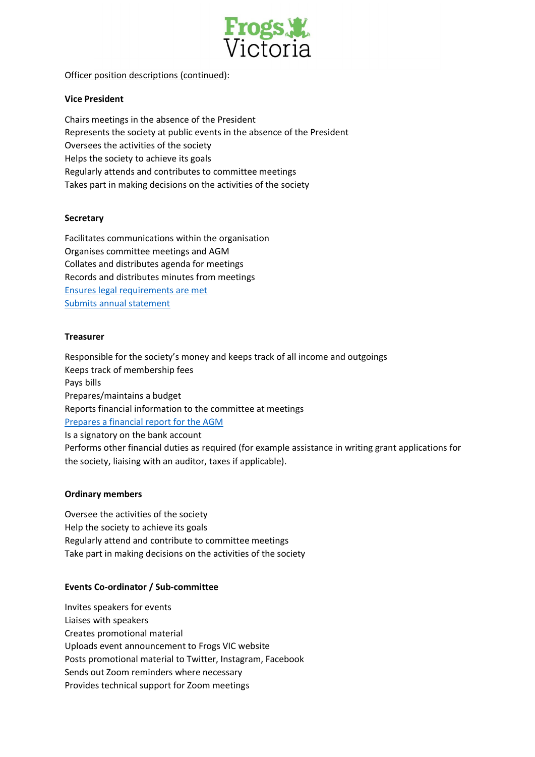Frogs Victoria

Officer position descriptions (continued):

**Vice President**

Chairs meetings in the absence of the President
Represents the society at public events in the absence of the President
Oversees the activities of the society
Helps the society to achieve its goals
Regularly attends and contributes to committee meetings
Takes part in making decisions on the activities of the society

**Secretary**

Facilitates communications within the organisation
Organises committee meetings and AGM
Collates and distributes agenda for meetings
Records and distributes minutes from meetings
Ensures legal requirements are met
Submits annual statement

**Treasurer**

Responsible for the society's money and keeps track of all income and outgoings
Keeps track of membership fees
Pays bills
Prepares/maintains a budget
Reports financial information to the committee at meetings
Prepares a financial report for the AGM
Is a signatory on the bank account
Performs other financial duties as required (for example assistance in writing grant applications for the society, liaising with an auditor, taxes if applicable).

**Ordinary members**

Oversee the activities of the society
Help the society to achieve its goals
Regularly attend and contribute to committee meetings
Take part in making decisions on the activities of the society

**Events Co-ordinator / Sub-committee**

Invites speakers for events
Liaises with speakers
Creates promotional material
Uploads event announcement to Frogs VIC website
Posts promotional material to Twitter, Instagram, Facebook
Sends out Zoom reminders where necessary
Provides technical support for Zoom meetings